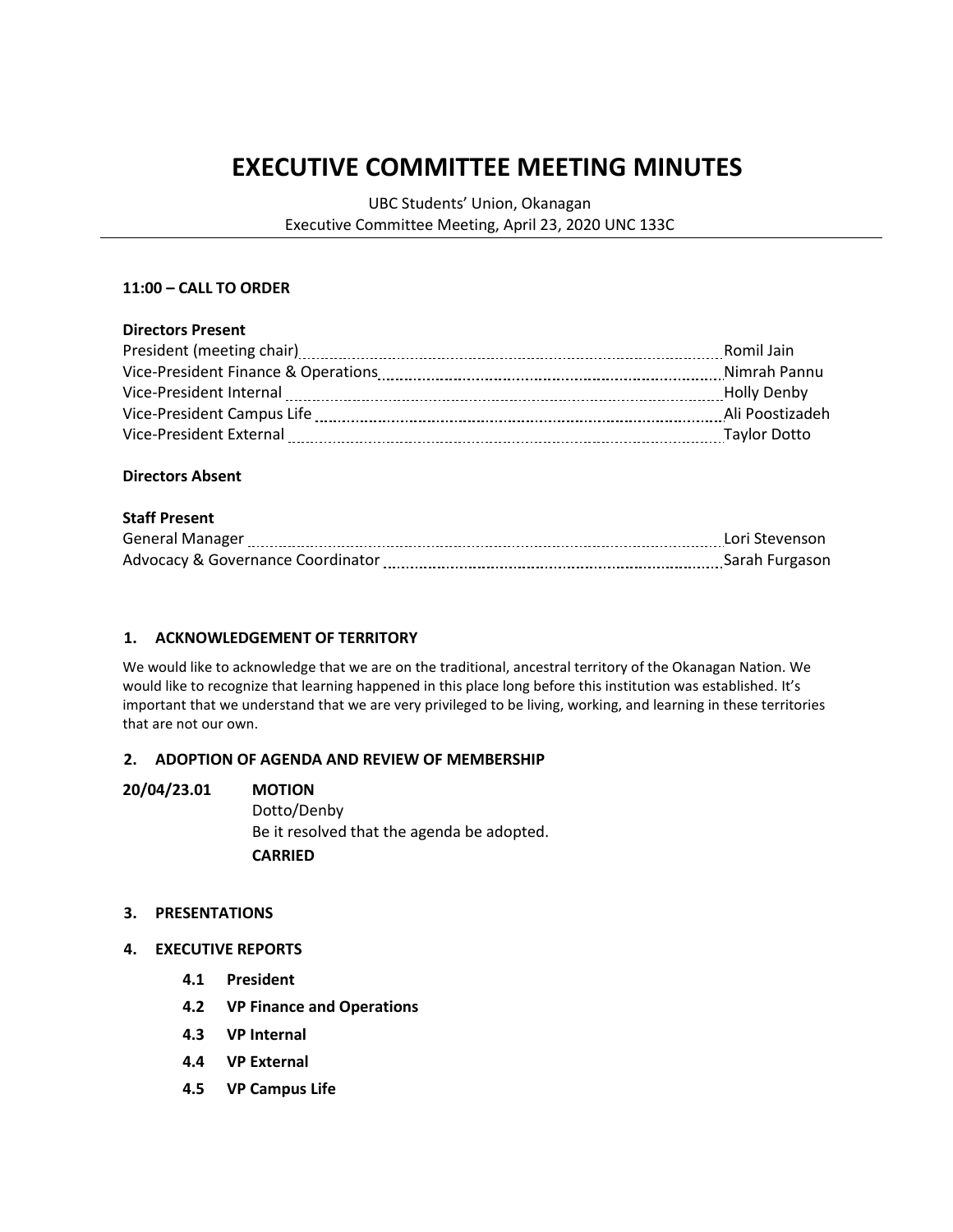# EXECUTIVE COMMITTEE MEETING MINUTES

UBC Students' Union, Okanagan
Executive Committee Meeting, April 23, 2020 UNC 133C

**11:00 – CALL TO ORDER**

**Directors Present**

| | |
|---|---|
| President (meeting chair) | Romil Jain |
| Vice-President Finance & Operations | Nimrah Pannu |
| Vice-President Internal | Holly Denby |
| Vice-President Campus Life | Ali Poostizadeh |
| Vice-President External | Taylor Dotto |

**Directors Absent**

**Staff Present**

| | |
|---|---|
| General Manager | Lori Stevenson |
| Advocacy & Governance Coordinator | Sarah Furgason |

### 1. ACKNOWLEDGEMENT OF TERRITORY

We would like to acknowledge that we are on the traditional, ancestral territory of the Okanagan Nation. We would like to recognize that learning happened in this place long before this institution was established. It's important that we understand that we are very privileged to be living, working, and learning in these territories that are not our own.

### 2. ADOPTION OF AGENDA AND REVIEW OF MEMBERSHIP

**20/04/23.01** **MOTION**
Dotto/Denby
Be it resolved that the agenda be adopted.
**CARRIED**

### 3. PRESENTATIONS

### 4. EXECUTIVE REPORTS

**4.1 President**

**4.2 VP Finance and Operations**

**4.3 VP Internal**

**4.4 VP External**

**4.5 VP Campus Life**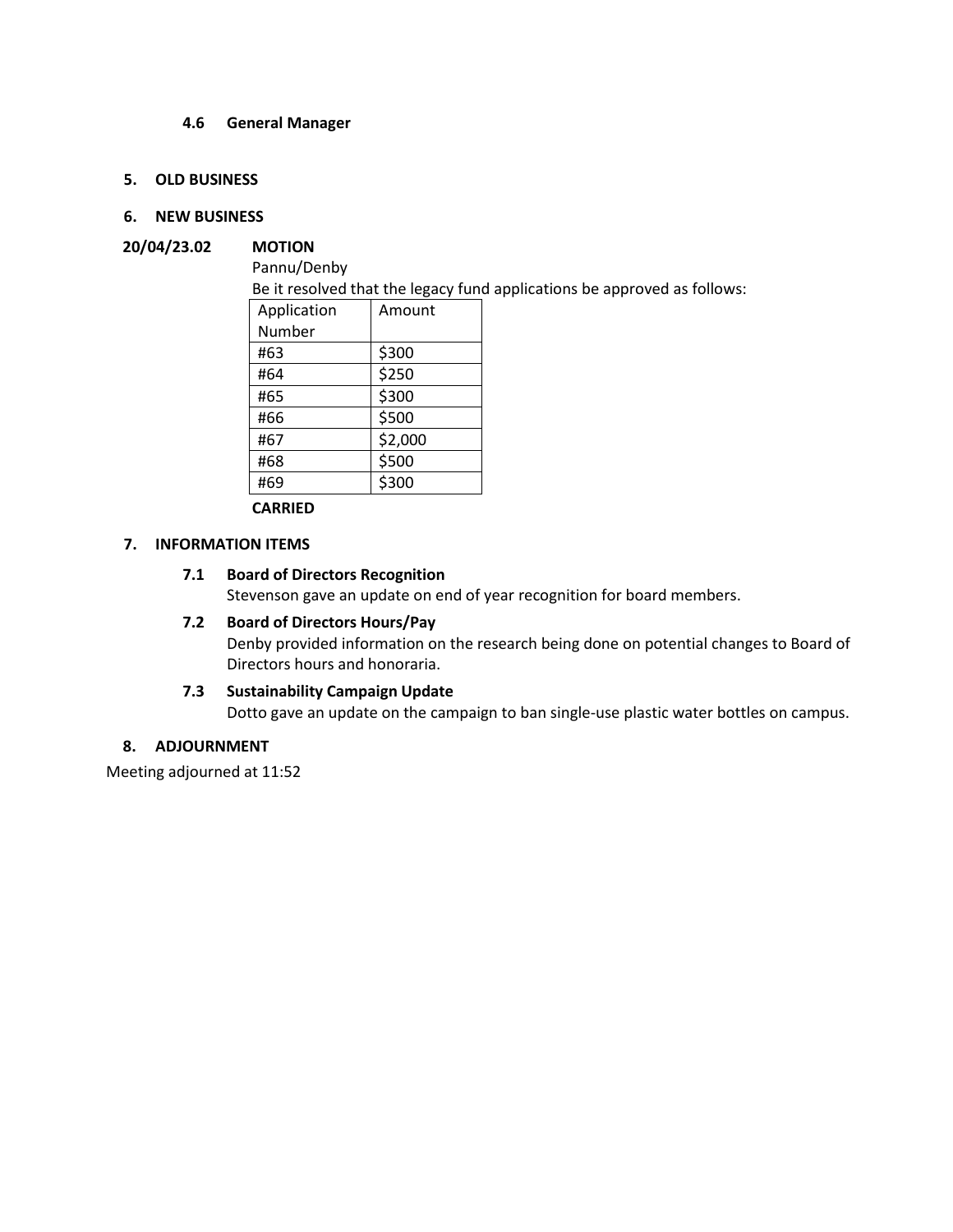### 4.6 General Manager

## 5. OLD BUSINESS

## 6. NEW BUSINESS

**20/04/23.02 MOTION**

Pannu/Denby

Be it resolved that the legacy fund applications be approved as follows:

| Application Number | Amount |
|---|---|
| #63 | $300 |
| #64 | $250 |
| #65 | $300 |
| #66 | $500 |
| #67 | $2,000 |
| #68 | $500 |
| #69 | $300 |

**CARRIED**

## 7. INFORMATION ITEMS

### 7.1 Board of Directors Recognition

Stevenson gave an update on end of year recognition for board members.

### 7.2 Board of Directors Hours/Pay

Denby provided information on the research being done on potential changes to Board of Directors hours and honoraria.

### 7.3 Sustainability Campaign Update

Dotto gave an update on the campaign to ban single-use plastic water bottles on campus.

## 8. ADJOURNMENT

Meeting adjourned at 11:52